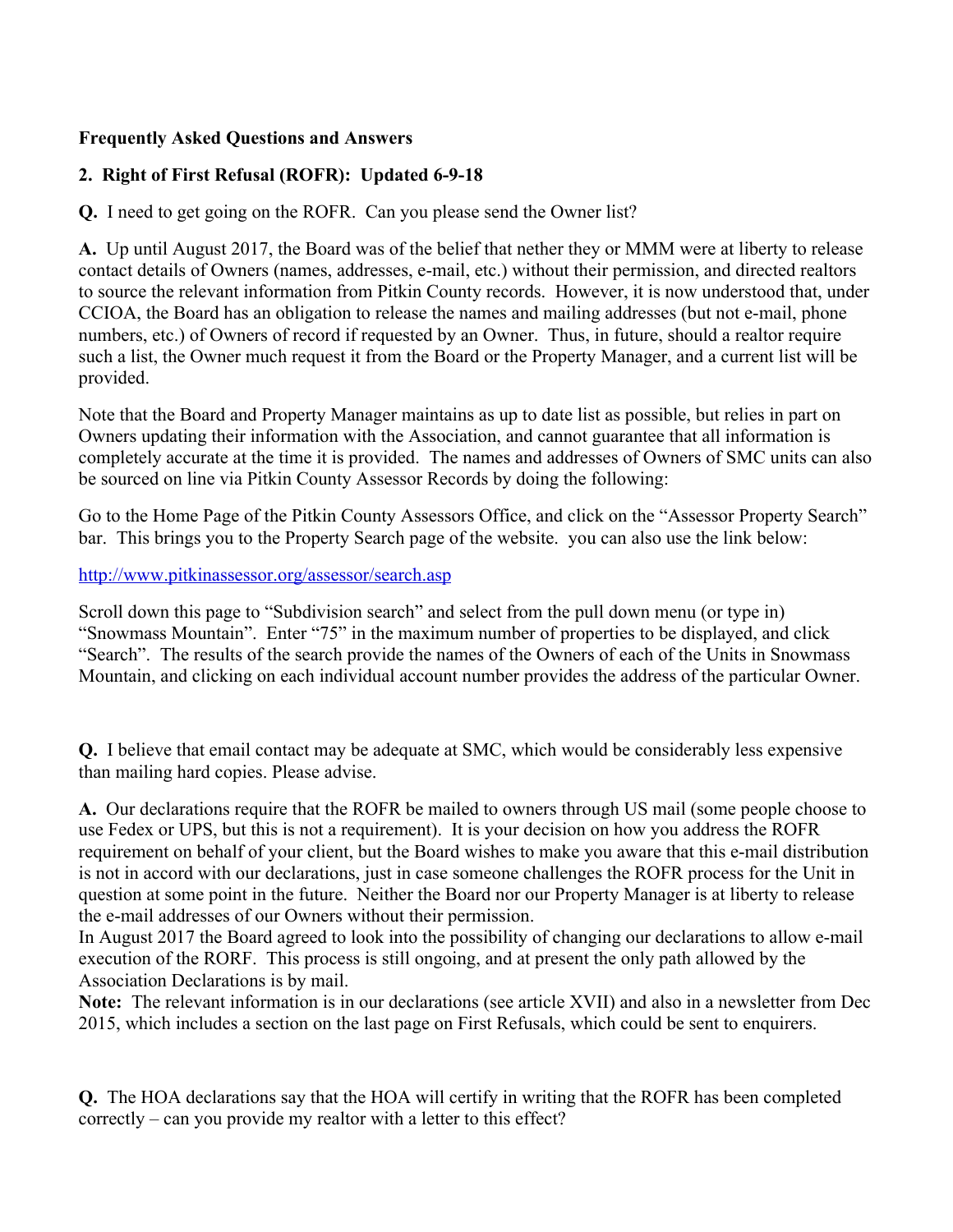**Frequently Asked Questions and Answers**

**2. Right of First Refusal (ROFR): Updated 6-9-18**

**Q.** I need to get going on the ROFR. Can you please send the Owner list?

**A.** Up until August 2017, the Board was of the belief that nether they or MMM were at liberty to release contact details of Owners (names, addresses, e-mail, etc.) without their permission, and directed realtors to source the relevant information from Pitkin County records. However, it is now understood that, under CCIOA, the Board has an obligation to release the names and mailing addresses (but not e-mail, phone numbers, etc.) of Owners of record if requested by an Owner. Thus, in future, should a realtor require such a list, the Owner much request it from the Board or the Property Manager, and a current list will be provided.

Note that the Board and Property Manager maintains as up to date list as possible, but relies in part on Owners updating their information with the Association, and cannot guarantee that all information is completely accurate at the time it is provided. The names and addresses of Owners of SMC units can also be sourced on line via Pitkin County Assessor Records by doing the following:

Go to the Home Page of the Pitkin County Assessors Office, and click on the "Assessor Property Search" bar. This brings you to the Property Search page of the website. you can also use the link below:

http://www.pitkinassessor.org/assessor/search.asp

Scroll down this page to "Subdivision search" and select from the pull down menu (or type in) "Snowmass Mountain". Enter "75" in the maximum number of properties to be displayed, and click "Search". The results of the search provide the names of the Owners of each of the Units in Snowmass Mountain, and clicking on each individual account number provides the address of the particular Owner.

**Q.** I believe that email contact may be adequate at SMC, which would be considerably less expensive than mailing hard copies. Please advise.

**A.** Our declarations require that the ROFR be mailed to owners through US mail (some people choose to use Fedex or UPS, but this is not a requirement). It is your decision on how you address the ROFR requirement on behalf of your client, but the Board wishes to make you aware that this e-mail distribution is not in accord with our declarations, just in case someone challenges the ROFR process for the Unit in question at some point in the future. Neither the Board nor our Property Manager is at liberty to release the e-mail addresses of our Owners without their permission.

In August 2017 the Board agreed to look into the possibility of changing our declarations to allow e-mail execution of the RORF. This process is still ongoing, and at present the only path allowed by the Association Declarations is by mail.

**Note:** The relevant information is in our declarations (see article XVII) and also in a newsletter from Dec 2015, which includes a section on the last page on First Refusals, which could be sent to enquirers.

**Q.** The HOA declarations say that the HOA will certify in writing that the ROFR has been completed correctly – can you provide my realtor with a letter to this effect?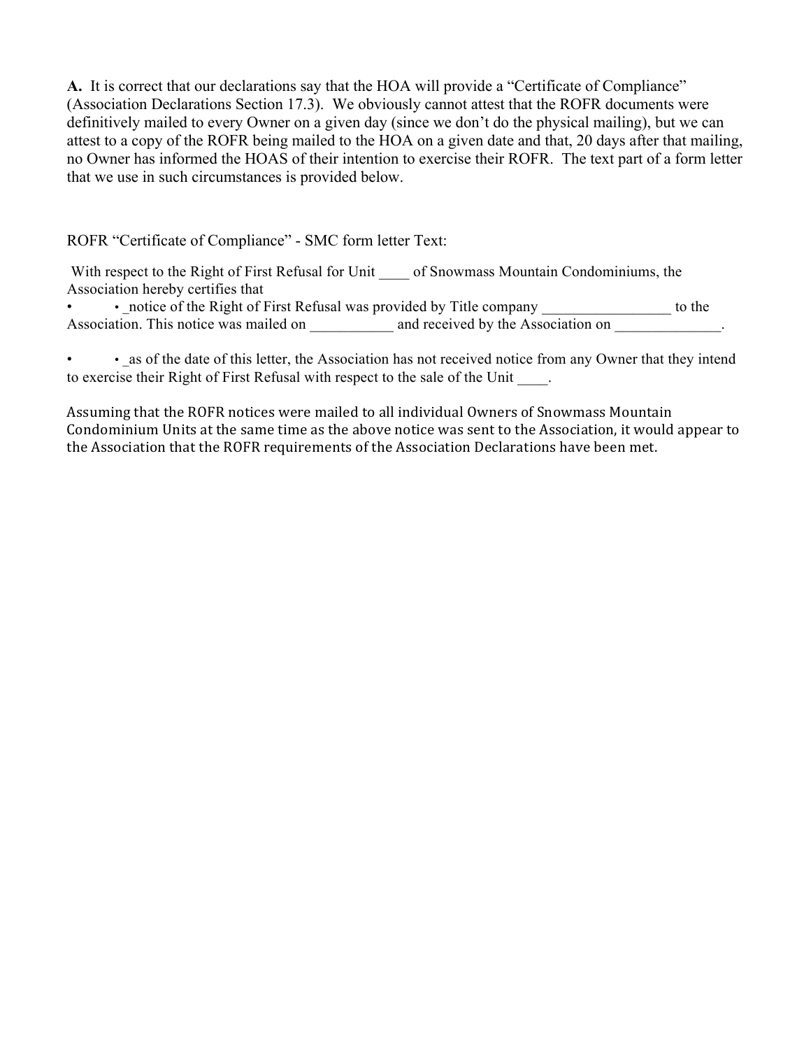**A.** It is correct that our declarations say that the HOA will provide a "Certificate of Compliance" (Association Declarations Section 17.3). We obviously cannot attest that the ROFR documents were definitively mailed to every Owner on a given day (since we don't do the physical mailing), but we can attest to a copy of the ROFR being mailed to the HOA on a given date and that, 20 days after that mailing, no Owner has informed the HOAS of their intention to exercise their ROFR. The text part of a form letter that we use in such circumstances is provided below.

ROFR "Certificate of Compliance" - SMC form letter Text:

With respect to the Right of First Refusal for Unit ____ of Snowmass Mountain Condominiums, the Association hereby certifies that

- • _notice of the Right of First Refusal was provided by Title company _________________ to the Association. This notice was mailed on ___________ and received by the Association on ______________.

- • _as of the date of this letter, the Association has not received notice from any Owner that they intend to exercise their Right of First Refusal with respect to the sale of the Unit ____.

Assuming that the ROFR notices were mailed to all individual Owners of Snowmass Mountain Condominium Units at the same time as the above notice was sent to the Association, it would appear to the Association that the ROFR requirements of the Association Declarations have been met.